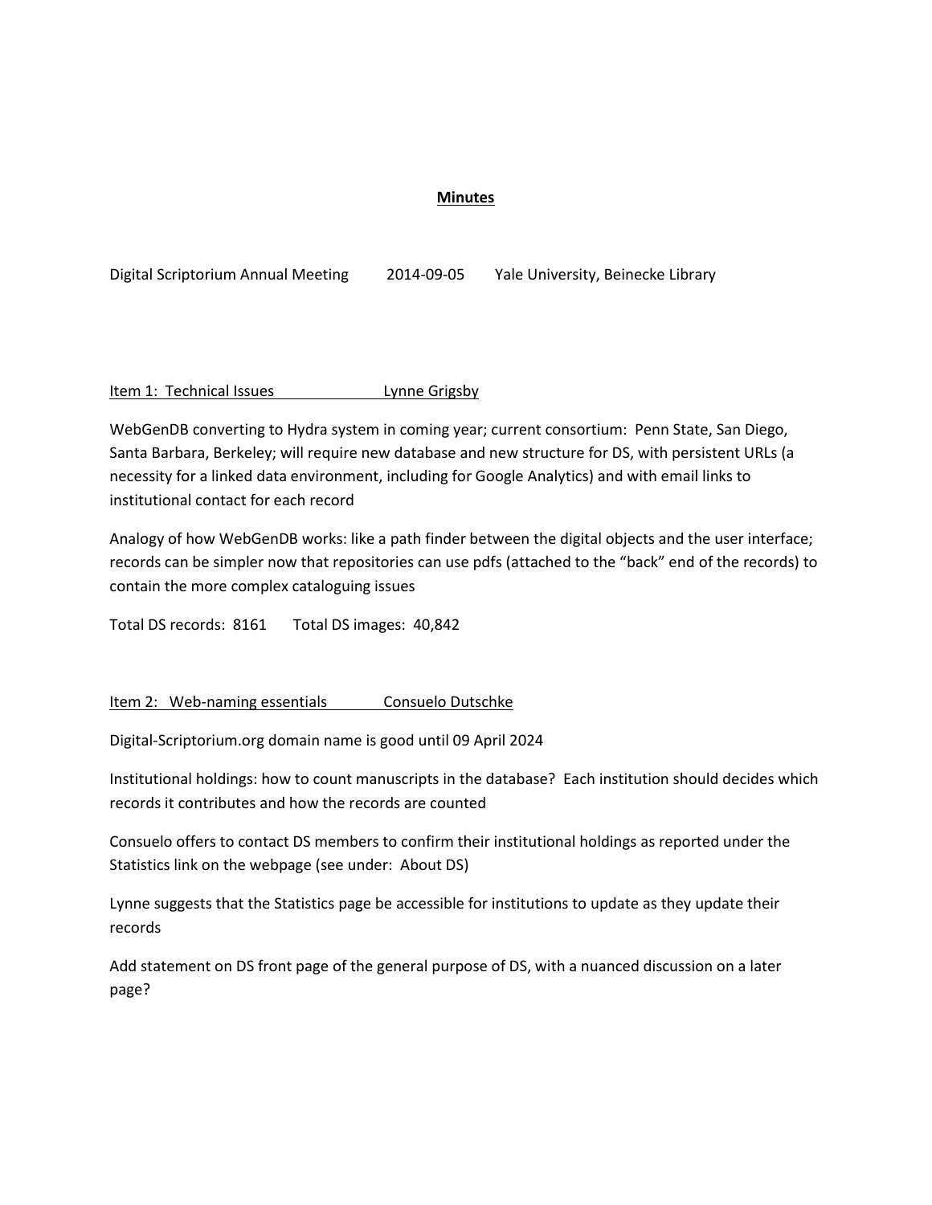# **Minutes**

Digital Scriptorium Annual Meeting    2014-09-05    Yale University, Beinecke Library

## Item 1: Technical Issues    Lynne Grigsby

WebGenDB converting to Hydra system in coming year; current consortium: Penn State, San Diego, Santa Barbara, Berkeley; will require new database and new structure for DS, with persistent URLs (a necessity for a linked data environment, including for Google Analytics) and with email links to institutional contact for each record

Analogy of how WebGenDB works: like a path finder between the digital objects and the user interface; records can be simpler now that repositories can use pdfs (attached to the "back" end of the records) to contain the more complex cataloguing issues

Total DS records: 8161    Total DS images: 40,842

## Item 2: Web-naming essentials    Consuelo Dutschke

Digital-Scriptorium.org domain name is good until 09 April 2024

Institutional holdings: how to count manuscripts in the database? Each institution should decides which records it contributes and how the records are counted

Consuelo offers to contact DS members to confirm their institutional holdings as reported under the Statistics link on the webpage (see under: About DS)

Lynne suggests that the Statistics page be accessible for institutions to update as they update their records

Add statement on DS front page of the general purpose of DS, with a nuanced discussion on a later page?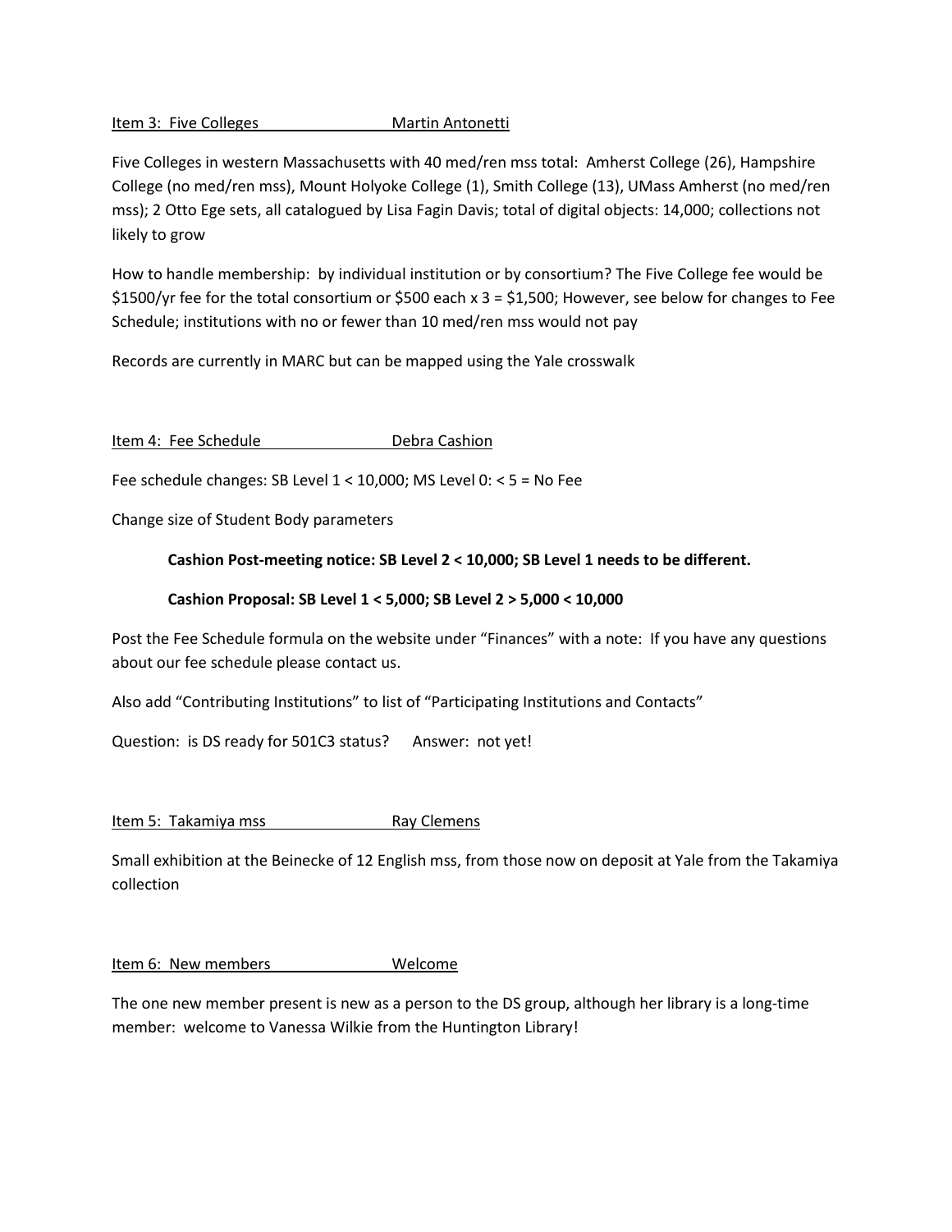Item 3: Five Colleges Martin Antonetti

Five Colleges in western Massachusetts with 40 med/ren mss total: Amherst College (26), Hampshire College (no med/ren mss), Mount Holyoke College (1), Smith College (13), UMass Amherst (no med/ren mss); 2 Otto Ege sets, all catalogued by Lisa Fagin Davis; total of digital objects: 14,000; collections not likely to grow

How to handle membership: by individual institution or by consortium? The Five College fee would be $1500/yr fee for the total consortium or $500 each x 3 = $1,500; However, see below for changes to Fee Schedule; institutions with no or fewer than 10 med/ren mss would not pay

Records are currently in MARC but can be mapped using the Yale crosswalk

Item 4: Fee Schedule Debra Cashion

Fee schedule changes: SB Level 1 < 10,000; MS Level 0: < 5 = No Fee

Change size of Student Body parameters

**Cashion Post-meeting notice: SB Level 2 < 10,000; SB Level 1 needs to be different.**

**Cashion Proposal: SB Level 1 < 5,000; SB Level 2 > 5,000 < 10,000**

Post the Fee Schedule formula on the website under "Finances" with a note: If you have any questions about our fee schedule please contact us.

Also add "Contributing Institutions" to list of "Participating Institutions and Contacts"

Question: is DS ready for 501C3 status? Answer: not yet!

Item 5: Takamiya mss Ray Clemens

Small exhibition at the Beinecke of 12 English mss, from those now on deposit at Yale from the Takamiya collection

Item 6: New members Welcome

The one new member present is new as a person to the DS group, although her library is a long-time member: welcome to Vanessa Wilkie from the Huntington Library!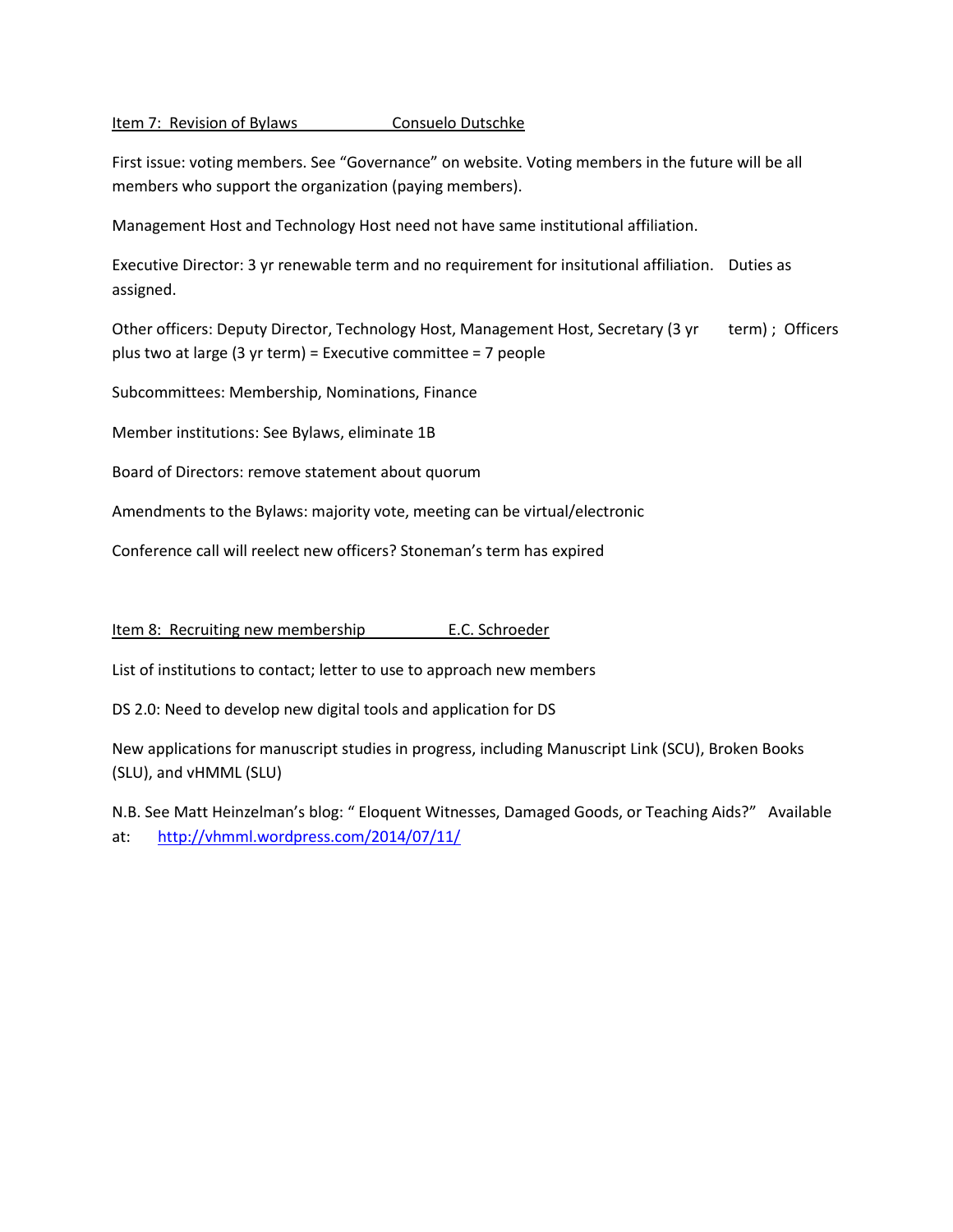Item 7: Revision of Bylaws Consuelo Dutschke

First issue: voting members. See "Governance" on website. Voting members in the future will be all members who support the organization (paying members).

Management Host and Technology Host need not have same institutional affiliation.

Executive Director: 3 yr renewable term and no requirement for insitutional affiliation. Duties as assigned.

Other officers: Deputy Director, Technology Host, Management Host, Secretary (3 yr term) ; Officers plus two at large (3 yr term) = Executive committee = 7 people

Subcommittees: Membership, Nominations, Finance

Member institutions: See Bylaws, eliminate 1B

Board of Directors: remove statement about quorum

Amendments to the Bylaws: majority vote, meeting can be virtual/electronic

Conference call will reelect new officers? Stoneman's term has expired

Item 8: Recruiting new membership E.C. Schroeder

List of institutions to contact; letter to use to approach new members

DS 2.0: Need to develop new digital tools and application for DS

New applications for manuscript studies in progress, including Manuscript Link (SCU), Broken Books (SLU), and vHMML (SLU)

N.B. See Matt Heinzelman's blog: " Eloquent Witnesses, Damaged Goods, or Teaching Aids?" Available at: http://vhmml.wordpress.com/2014/07/11/